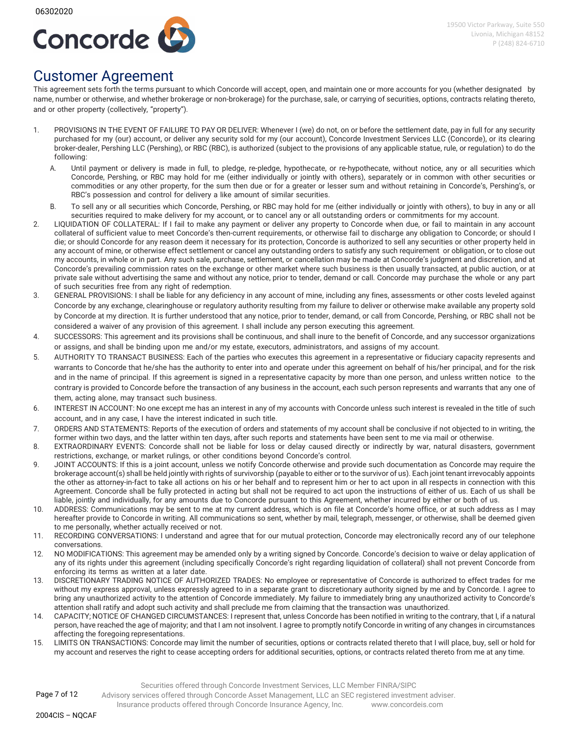06302020

Concorde

19500 Victor Parkway, Suite 550
Livonia, Michigan 48152
P (248) 824-6710

# Customer Agreement

This agreement sets forth the terms pursuant to which Concorde will accept, open, and maintain one or more accounts for you (whether designated by name, number or otherwise, and whether brokerage or non-brokerage) for the purchase, sale, or carrying of securities, options, contracts relating thereto, and or other property (collectively, "property").

1. PROVISIONS IN THE EVENT OF FAILURE TO PAY OR DELIVER: Whenever I (we) do not, on or before the settlement date, pay in full for any security purchased for my (our) account, or deliver any security sold for my (our account), Concorde Investment Services LLC (Concorde), or its clearing broker-dealer, Pershing LLC (Pershing), or RBC (RBC), is authorized (subject to the provisions of any applicable statue, rule, or regulation) to do the following:
   A. Until payment or delivery is made in full, to pledge, re-pledge, hypothecate, or re-hypothecate, without notice, any or all securities which Concorde, Pershing, or RBC may hold for me (either individually or jointly with others), separately or in common with other securities or commodities or any other property, for the sum then due or for a greater or lesser sum and without retaining in Concorde's, Pershing's, or RBC's possession and control for delivery a like amount of similar securities.
   B. To sell any or all securities which Concorde, Pershing, or RBC may hold for me (either individually or jointly with others), to buy in any or all securities required to make delivery for my account, or to cancel any or all outstanding orders or commitments for my account.
2. LIQUIDATION OF COLLATERAL: If I fail to make any payment or deliver any property to Concorde when due, or fail to maintain in any account collateral of sufficient value to meet Concorde's then-current requirements, or otherwise fail to discharge any obligation to Concorde; or should I die; or should Concorde for any reason deem it necessary for its protection, Concorde is authorized to sell any securities or other property held in any account of mine, or otherwise effect settlement or cancel any outstanding orders to satisfy any such requirement or obligation, or to close out my accounts, in whole or in part. Any such sale, purchase, settlement, or cancellation may be made at Concorde's judgment and discretion, and at Concorde's prevailing commission rates on the exchange or other market where such business is then usually transacted, at public auction, or at private sale without advertising the same and without any notice, prior to tender, demand or call. Concorde may purchase the whole or any part of such securities free from any right of redemption.
3. GENERAL PROVISIONS: I shall be liable for any deficiency in any account of mine, including any fines, assessments or other costs leveled against Concorde by any exchange, clearinghouse or regulatory authority resulting from my failure to deliver or otherwise make available any property sold by Concorde at my direction. It is further understood that any notice, prior to tender, demand, or call from Concorde, Pershing, or RBC shall not be considered a waiver of any provision of this agreement. I shall include any person executing this agreement.
4. SUCCESSORS: This agreement and its provisions shall be continuous, and shall inure to the benefit of Concorde, and any successor organizations or assigns, and shall be binding upon me and/or my estate, executors, administrators, and assigns of my account.
5. AUTHORITY TO TRANSACT BUSINESS: Each of the parties who executes this agreement in a representative or fiduciary capacity represents and warrants to Concorde that he/she has the authority to enter into and operate under this agreement on behalf of his/her principal, and for the risk and in the name of principal. If this agreement is signed in a representative capacity by more than one person, and unless written notice to the contrary is provided to Concorde before the transaction of any business in the account, each such person represents and warrants that any one of them, acting alone, may transact such business.
6. INTEREST IN ACCOUNT: No one except me has an interest in any of my accounts with Concorde unless such interest is revealed in the title of such account, and in any case, I have the interest indicated in such title.
7. ORDERS AND STATEMENTS: Reports of the execution of orders and statements of my account shall be conclusive if not objected to in writing, the former within two days, and the latter within ten days, after such reports and statements have been sent to me via mail or otherwise.
8. EXTRAORDINARY EVENTS: Concorde shall not be liable for loss or delay caused directly or indirectly by war, natural disasters, government restrictions, exchange, or market rulings, or other conditions beyond Concorde's control.
9. JOINT ACCOUNTS: If this is a joint account, unless we notify Concorde otherwise and provide such documentation as Concorde may require the brokerage account(s) shall be held jointly with rights of survivorship (payable to either or to the survivor of us). Each joint tenant irrevocably appoints the other as attorney-in-fact to take all actions on his or her behalf and to represent him or her to act upon in all respects in connection with this Agreement. Concorde shall be fully protected in acting but shall not be required to act upon the instructions of either of us. Each of us shall be liable, jointly and individually, for any amounts due to Concorde pursuant to this Agreement, whether incurred by either or both of us.
10. ADDRESS: Communications may be sent to me at my current address, which is on file at Concorde's home office, or at such address as I may hereafter provide to Concorde in writing. All communications so sent, whether by mail, telegraph, messenger, or otherwise, shall be deemed given to me personally, whether actually received or not.
11. RECORDING CONVERSATIONS: I understand and agree that for our mutual protection, Concorde may electronically record any of our telephone conversations.
12. NO MODIFICATIONS: This agreement may be amended only by a writing signed by Concorde. Concorde's decision to waive or delay application of any of its rights under this agreement (including specifically Concorde's right regarding liquidation of collateral) shall not prevent Concorde from enforcing its terms as written at a later date.
13. DISCRETIONARY TRADING NOTICE OF AUTHORIZED TRADES: No employee or representative of Concorde is authorized to effect trades for me without my express approval, unless expressly agreed to in a separate grant to discretionary authority signed by me and by Concorde. I agree to bring any unauthorized activity to the attention of Concorde immediately. My failure to immediately bring any unauthorized activity to Concorde's attention shall ratify and adopt such activity and shall preclude me from claiming that the transaction was unauthorized.
14. CAPACITY; NOTICE OF CHANGED CIRCUMSTANCES: I represent that, unless Concorde has been notified in writing to the contrary, that I, if a natural person, have reached the age of majority; and that I am not insolvent. I agree to promptly notify Concorde in writing of any changes in circumstances affecting the foregoing representations.
15. LIMITS ON TRANSACTIONS: Concorde may limit the number of securities, options or contracts related thereto that I will place, buy, sell or hold for my account and reserves the right to cease accepting orders for additional securities, options, or contracts related thereto from me at any time.

Securities offered through Concorde Investment Services, LLC Member FINRA/SIPC
Advisory services offered through Concorde Asset Management, LLC an SEC registered investment adviser.
Insurance products offered through Concorde Insurance Agency, Inc. www.concordeis.com

2004CIS – NQCAF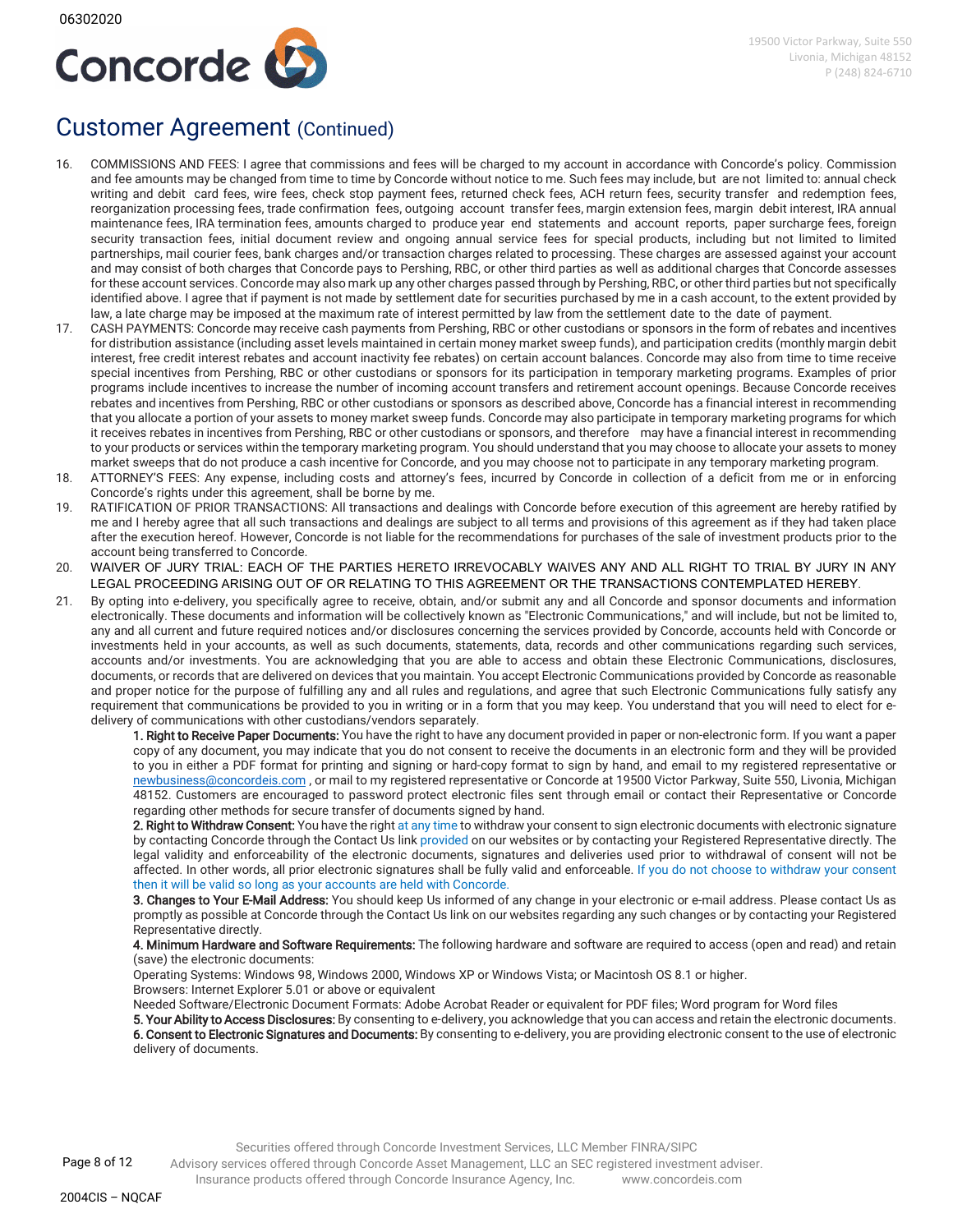## Customer Agreement (Continued)

16. COMMISSIONS AND FEES: I agree that commissions and fees will be charged to my account in accordance with Concorde's policy. Commission and fee amounts may be changed from time to time by Concorde without notice to me. Such fees may include, but are not limited to: annual check writing and debit card fees, wire fees, check stop payment fees, returned check fees, ACH return fees, security transfer and redemption fees, reorganization processing fees, trade confirmation fees, outgoing account transfer fees, margin extension fees, margin debit interest, IRA annual maintenance fees, IRA termination fees, amounts charged to produce year end statements and account reports, paper surcharge fees, foreign security transaction fees, initial document review and ongoing annual service fees for special products, including but not limited to limited partnerships, mail courier fees, bank charges and/or transaction charges related to processing. These charges are assessed against your account and may consist of both charges that Concorde pays to Pershing, RBC, or other third parties as well as additional charges that Concorde assesses for these account services. Concorde may also mark up any other charges passed through by Pershing, RBC, or other third parties but not specifically identified above. I agree that if payment is not made by settlement date for securities purchased by me in a cash account, to the extent provided by law, a late charge may be imposed at the maximum rate of interest permitted by law from the settlement date to the date of payment.
17. CASH PAYMENTS: Concorde may receive cash payments from Pershing, RBC or other custodians or sponsors in the form of rebates and incentives for distribution assistance (including asset levels maintained in certain money market sweep funds), and participation credits (monthly margin debit interest, free credit interest rebates and account inactivity fee rebates) on certain account balances. Concorde may also from time to time receive special incentives from Pershing, RBC or other custodians or sponsors for its participation in temporary marketing programs. Examples of prior programs include incentives to increase the number of incoming account transfers and retirement account openings. Because Concorde receives rebates and incentives from Pershing, RBC or other custodians or sponsors as described above, Concorde has a financial interest in recommending that you allocate a portion of your assets to money market sweep funds. Concorde may also participate in temporary marketing programs for which it receives rebates in incentives from Pershing, RBC or other custodians or sponsors, and therefore may have a financial interest in recommending to your products or services within the temporary marketing program. You should understand that you may choose to allocate your assets to money market sweeps that do not produce a cash incentive for Concorde, and you may choose not to participate in any temporary marketing program.
18. ATTORNEY'S FEES: Any expense, including costs and attorney's fees, incurred by Concorde in collection of a deficit from me or in enforcing Concorde's rights under this agreement, shall be borne by me.
19. RATIFICATION OF PRIOR TRANSACTIONS: All transactions and dealings with Concorde before execution of this agreement are hereby ratified by me and I hereby agree that all such transactions and dealings are subject to all terms and provisions of this agreement as if they had taken place after the execution hereof. However, Concorde is not liable for the recommendations for purchases of the sale of investment products prior to the account being transferred to Concorde.
20. WAIVER OF JURY TRIAL: EACH OF THE PARTIES HERETO IRREVOCABLY WAIVES ANY AND ALL RIGHT TO TRIAL BY JURY IN ANY LEGAL PROCEEDING ARISING OUT OF OR RELATING TO THIS AGREEMENT OR THE TRANSACTIONS CONTEMPLATED HEREBY.
21. By opting into e-delivery, you specifically agree to receive, obtain, and/or submit any and all Concorde and sponsor documents and information electronically. These documents and information will be collectively known as "Electronic Communications," and will include, but not be limited to, any and all current and future required notices and/or disclosures concerning the services provided by Concorde, accounts held with Concorde or investments held in your accounts, as well as such documents, statements, data, records and other communications regarding such services, accounts and/or investments. You are acknowledging that you are able to access and obtain these Electronic Communications, disclosures, documents, or records that are delivered on devices that you maintain. You accept Electronic Communications provided by Concorde as reasonable and proper notice for the purpose of fulfilling any and all rules and regulations, and agree that such Electronic Communications fully satisfy any requirement that communications be provided to you in writing or in a form that you may keep. You understand that you will need to elect for e-delivery of communications with other custodians/vendors separately.

    **1. Right to Receive Paper Documents:** You have the right to have any document provided in paper or non-electronic form. If you want a paper copy of any document, you may indicate that you do not consent to receive the documents in an electronic form and they will be provided to you in either a PDF format for printing and signing or hard-copy format to sign by hand, and email to my registered representative or newbusiness@concordeis.com , or mail to my registered representative or Concorde at 19500 Victor Parkway, Suite 550, Livonia, Michigan 48152. Customers are encouraged to password protect electronic files sent through email or contact their Representative or Concorde regarding other methods for secure transfer of documents signed by hand.

    **2. Right to Withdraw Consent:** You have the right at any time to withdraw your consent to sign electronic documents with electronic signature by contacting Concorde through the Contact Us link provided on our websites or by contacting your Registered Representative directly. The legal validity and enforceability of the electronic documents, signatures and deliveries used prior to withdrawal of consent will not be affected. In other words, all prior electronic signatures shall be fully valid and enforceable. If you do not choose to withdraw your consent then it will be valid so long as your accounts are held with Concorde.

    **3. Changes to Your E-Mail Address:** You should keep Us informed of any change in your electronic or e-mail address. Please contact Us as promptly as possible at Concorde through the Contact Us link on our websites regarding any such changes or by contacting your Registered Representative directly.

    **4. Minimum Hardware and Software Requirements:** The following hardware and software are required to access (open and read) and retain (save) the electronic documents:

    Operating Systems: Windows 98, Windows 2000, Windows XP or Windows Vista; or Macintosh OS 8.1 or higher.

    Browsers: Internet Explorer 5.01 or above or equivalent

    Needed Software/Electronic Document Formats: Adobe Acrobat Reader or equivalent for PDF files; Word program for Word files

    **5. Your Ability to Access Disclosures:** By consenting to e-delivery, you acknowledge that you can access and retain the electronic documents.

    **6. Consent to Electronic Signatures and Documents:** By consenting to e-delivery, you are providing electronic consent to the use of electronic delivery of documents.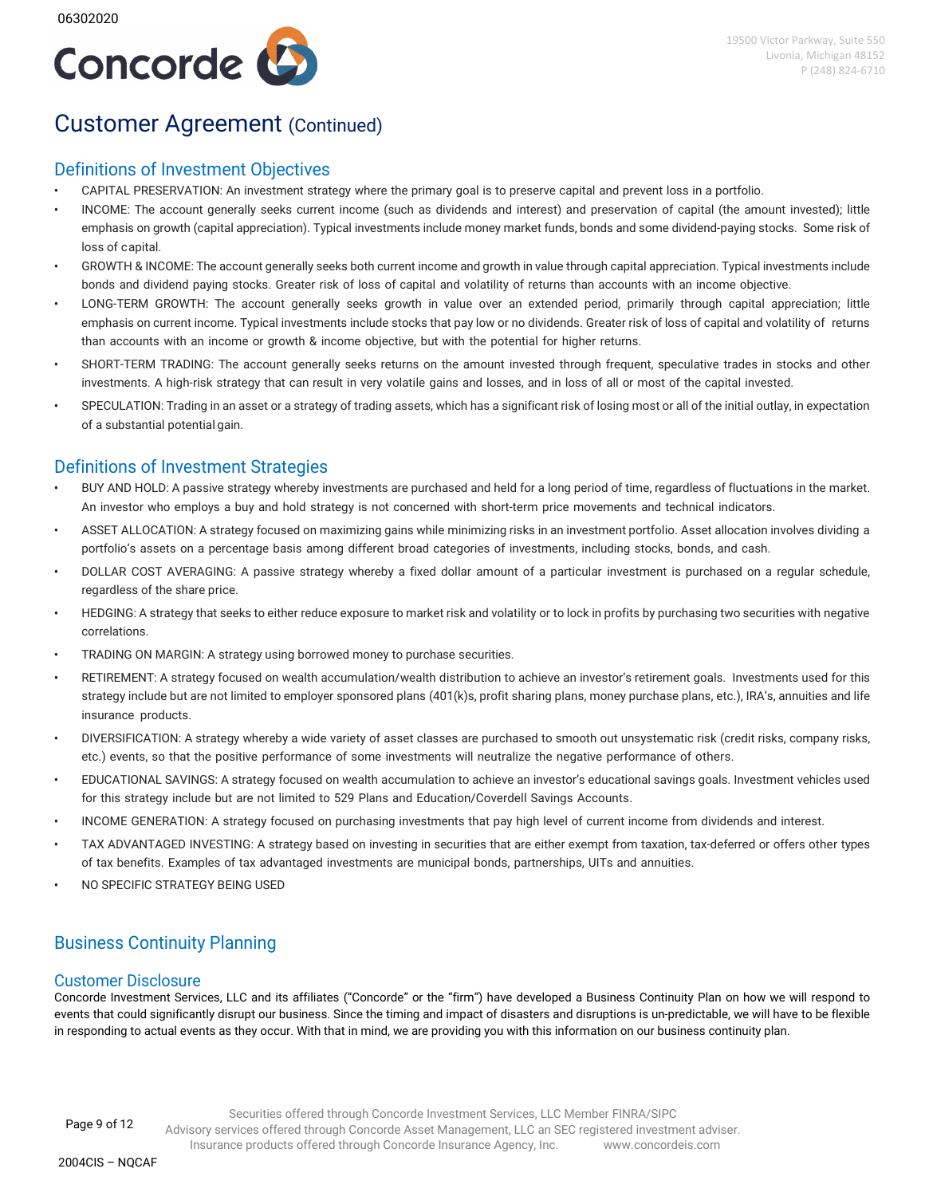# Customer Agreement (Continued)

## Definitions of Investment Objectives

- CAPITAL PRESERVATION: An investment strategy where the primary goal is to preserve capital and prevent loss in a portfolio.
- INCOME: The account generally seeks current income (such as dividends and interest) and preservation of capital (the amount invested); little emphasis on growth (capital appreciation). Typical investments include money market funds, bonds and some dividend-paying stocks. Some risk of loss of capital.
- GROWTH & INCOME: The account generally seeks both current income and growth in value through capital appreciation. Typical investments include bonds and dividend paying stocks. Greater risk of loss of capital and volatility of returns than accounts with an income objective.
- LONG-TERM GROWTH: The account generally seeks growth in value over an extended period, primarily through capital appreciation; little emphasis on current income. Typical investments include stocks that pay low or no dividends. Greater risk of loss of capital and volatility of returns than accounts with an income or growth & income objective, but with the potential for higher returns.
- SHORT-TERM TRADING: The account generally seeks returns on the amount invested through frequent, speculative trades in stocks and other investments. A high-risk strategy that can result in very volatile gains and losses, and in loss of all or most of the capital invested.
- SPECULATION: Trading in an asset or a strategy of trading assets, which has a significant risk of losing most or all of the initial outlay, in expectation of a substantial potential gain.

## Definitions of Investment Strategies

- BUY AND HOLD: A passive strategy whereby investments are purchased and held for a long period of time, regardless of fluctuations in the market. An investor who employs a buy and hold strategy is not concerned with short-term price movements and technical indicators.
- ASSET ALLOCATION: A strategy focused on maximizing gains while minimizing risks in an investment portfolio. Asset allocation involves dividing a portfolio's assets on a percentage basis among different broad categories of investments, including stocks, bonds, and cash.
- DOLLAR COST AVERAGING: A passive strategy whereby a fixed dollar amount of a particular investment is purchased on a regular schedule, regardless of the share price.
- HEDGING: A strategy that seeks to either reduce exposure to market risk and volatility or to lock in profits by purchasing two securities with negative correlations.
- TRADING ON MARGIN: A strategy using borrowed money to purchase securities.
- RETIREMENT: A strategy focused on wealth accumulation/wealth distribution to achieve an investor's retirement goals. Investments used for this strategy include but are not limited to employer sponsored plans (401(k)s, profit sharing plans, money purchase plans, etc.), IRA's, annuities and life insurance products.
- DIVERSIFICATION: A strategy whereby a wide variety of asset classes are purchased to smooth out unsystematic risk (credit risks, company risks, etc.) events, so that the positive performance of some investments will neutralize the negative performance of others.
- EDUCATIONAL SAVINGS: A strategy focused on wealth accumulation to achieve an investor's educational savings goals. Investment vehicles used for this strategy include but are not limited to 529 Plans and Education/Coverdell Savings Accounts.
- INCOME GENERATION: A strategy focused on purchasing investments that pay high level of current income from dividends and interest.
- TAX ADVANTAGED INVESTING: A strategy based on investing in securities that are either exempt from taxation, tax-deferred or offers other types of tax benefits. Examples of tax advantaged investments are municipal bonds, partnerships, UITs and annuities.
- NO SPECIFIC STRATEGY BEING USED

## Business Continuity Planning

### Customer Disclosure

Concorde Investment Services, LLC and its affiliates ("Concorde" or the "firm") have developed a Business Continuity Plan on how we will respond to events that could significantly disrupt our business. Since the timing and impact of disasters and disruptions is un-predictable, we will have to be flexible in responding to actual events as they occur. With that in mind, we are providing you with this information on our business continuity plan.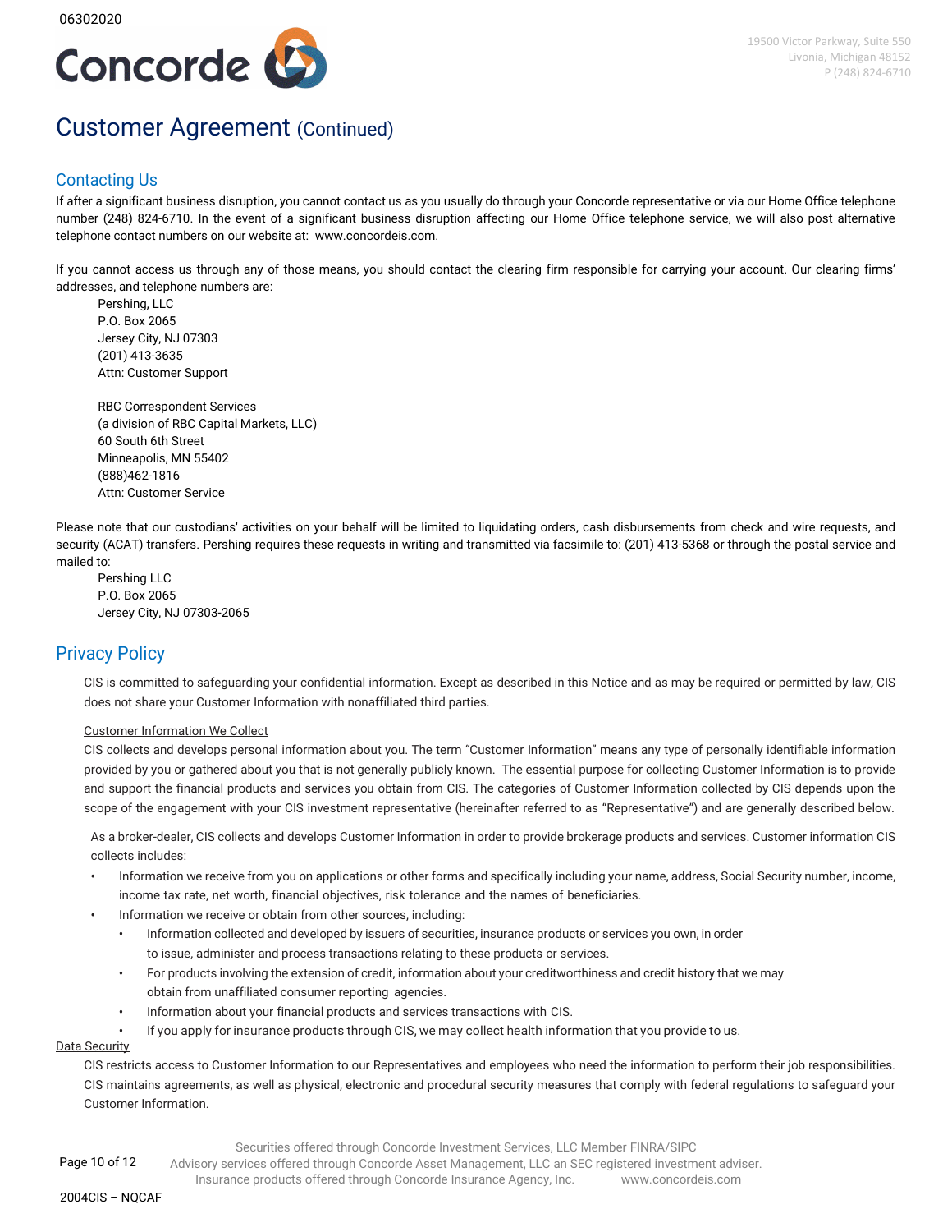# Customer Agreement (Continued)

## Contacting Us

If after a significant business disruption, you cannot contact us as you usually do through your Concorde representative or via our Home Office telephone number (248) 824-6710. In the event of a significant business disruption affecting our Home Office telephone service, we will also post alternative telephone contact numbers on our website at: www.concordeis.com.

If you cannot access us through any of those means, you should contact the clearing firm responsible for carrying your account. Our clearing firms' addresses, and telephone numbers are:

Pershing, LLC
P.O. Box 2065
Jersey City, NJ 07303
(201) 413-3635
Attn: Customer Support

RBC Correspondent Services
(a division of RBC Capital Markets, LLC)
60 South 6th Street
Minneapolis, MN 55402
(888)462-1816
Attn: Customer Service

Please note that our custodians' activities on your behalf will be limited to liquidating orders, cash disbursements from check and wire requests, and security (ACAT) transfers. Pershing requires these requests in writing and transmitted via facsimile to: (201) 413-5368 or through the postal service and mailed to:

Pershing LLC
P.O. Box 2065
Jersey City, NJ 07303-2065

## Privacy Policy

CIS is committed to safeguarding your confidential information. Except as described in this Notice and as may be required or permitted by law, CIS does not share your Customer Information with nonaffiliated third parties.

<u>Customer Information We Collect</u>

CIS collects and develops personal information about you. The term "Customer Information" means any type of personally identifiable information provided by you or gathered about you that is not generally publicly known. The essential purpose for collecting Customer Information is to provide and support the financial products and services you obtain from CIS. The categories of Customer Information collected by CIS depends upon the scope of the engagement with your CIS investment representative (hereinafter referred to as "Representative") and are generally described below.

As a broker-dealer, CIS collects and develops Customer Information in order to provide brokerage products and services. Customer information CIS collects includes:

- Information we receive from you on applications or other forms and specifically including your name, address, Social Security number, income, income tax rate, net worth, financial objectives, risk tolerance and the names of beneficiaries.
- Information we receive or obtain from other sources, including:
  - Information collected and developed by issuers of securities, insurance products or services you own, in order to issue, administer and process transactions relating to these products or services.
  - For products involving the extension of credit, information about your creditworthiness and credit history that we may obtain from unaffiliated consumer reporting agencies.
  - Information about your financial products and services transactions with CIS.
  - If you apply for insurance products through CIS, we may collect health information that you provide to us.

<u>Data Security</u>

CIS restricts access to Customer Information to our Representatives and employees who need the information to perform their job responsibilities. CIS maintains agreements, as well as physical, electronic and procedural security measures that comply with federal regulations to safeguard your Customer Information.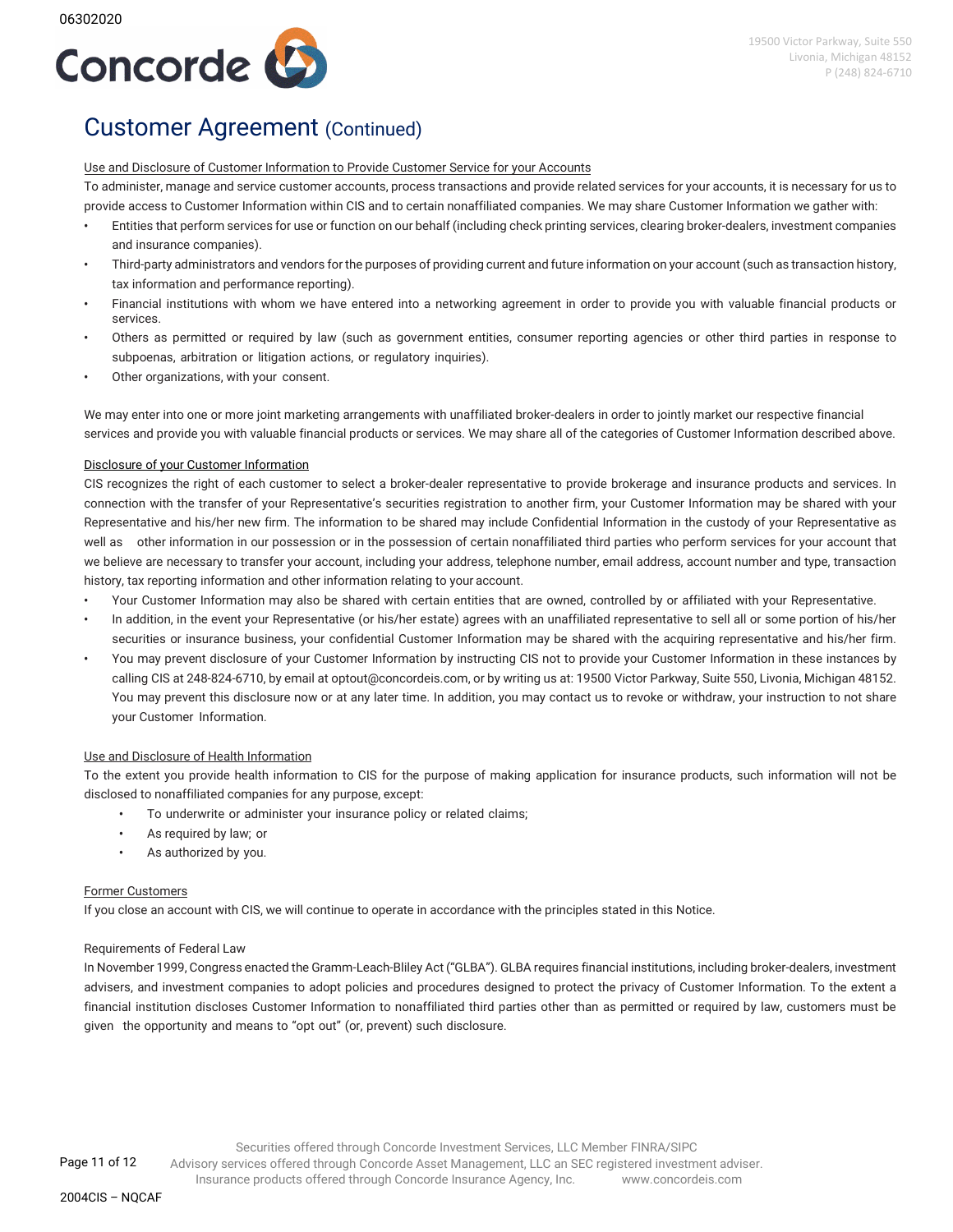# Customer Agreement (Continued)

Use and Disclosure of Customer Information to Provide Customer Service for your Accounts

To administer, manage and service customer accounts, process transactions and provide related services for your accounts, it is necessary for us to provide access to Customer Information within CIS and to certain nonaffiliated companies. We may share Customer Information we gather with:

- Entities that perform services for use or function on our behalf (including check printing services, clearing broker-dealers, investment companies and insurance companies).
- Third-party administrators and vendors for the purposes of providing current and future information on your account (such as transaction history, tax information and performance reporting).
- Financial institutions with whom we have entered into a networking agreement in order to provide you with valuable financial products or services.
- Others as permitted or required by law (such as government entities, consumer reporting agencies or other third parties in response to subpoenas, arbitration or litigation actions, or regulatory inquiries).
- Other organizations, with your consent.

We may enter into one or more joint marketing arrangements with unaffiliated broker-dealers in order to jointly market our respective financial services and provide you with valuable financial products or services. We may share all of the categories of Customer Information described above.

Disclosure of your Customer Information

CIS recognizes the right of each customer to select a broker-dealer representative to provide brokerage and insurance products and services. In connection with the transfer of your Representative's securities registration to another firm, your Customer Information may be shared with your Representative and his/her new firm. The information to be shared may include Confidential Information in the custody of your Representative as well as other information in our possession or in the possession of certain nonaffiliated third parties who perform services for your account that we believe are necessary to transfer your account, including your address, telephone number, email address, account number and type, transaction history, tax reporting information and other information relating to your account.

- Your Customer Information may also be shared with certain entities that are owned, controlled by or affiliated with your Representative.
- In addition, in the event your Representative (or his/her estate) agrees with an unaffiliated representative to sell all or some portion of his/her securities or insurance business, your confidential Customer Information may be shared with the acquiring representative and his/her firm.
- You may prevent disclosure of your Customer Information by instructing CIS not to provide your Customer Information in these instances by calling CIS at 248-824-6710, by email at optout@concordeis.com, or by writing us at: 19500 Victor Parkway, Suite 550, Livonia, Michigan 48152. You may prevent this disclosure now or at any later time. In addition, you may contact us to revoke or withdraw, your instruction to not share your Customer Information.

Use and Disclosure of Health Information

To the extent you provide health information to CIS for the purpose of making application for insurance products, such information will not be disclosed to nonaffiliated companies for any purpose, except:

- To underwrite or administer your insurance policy or related claims;
- As required by law; or
- As authorized by you.

Former Customers

If you close an account with CIS, we will continue to operate in accordance with the principles stated in this Notice.

Requirements of Federal Law

In November 1999, Congress enacted the Gramm-Leach-Bliley Act ("GLBA"). GLBA requires financial institutions, including broker-dealers, investment advisers, and investment companies to adopt policies and procedures designed to protect the privacy of Customer Information. To the extent a financial institution discloses Customer Information to nonaffiliated third parties other than as permitted or required by law, customers must be given the opportunity and means to "opt out" (or, prevent) such disclosure.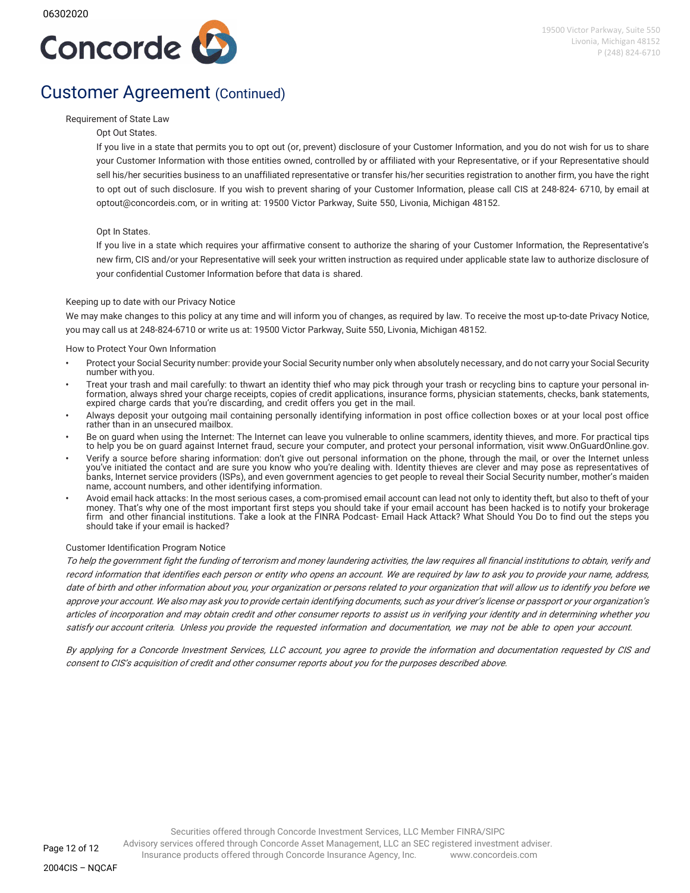# Customer Agreement (Continued)

Requirement of State Law

Opt Out States.

If you live in a state that permits you to opt out (or, prevent) disclosure of your Customer Information, and you do not wish for us to share your Customer Information with those entities owned, controlled by or affiliated with your Representative, or if your Representative should sell his/her securities business to an unaffiliated representative or transfer his/her securities registration to another firm, you have the right to opt out of such disclosure. If you wish to prevent sharing of your Customer Information, please call CIS at 248-824- 6710, by email at optout@concordeis.com, or in writing at: 19500 Victor Parkway, Suite 550, Livonia, Michigan 48152.

Opt In States.

If you live in a state which requires your affirmative consent to authorize the sharing of your Customer Information, the Representative's new firm, CIS and/or your Representative will seek your written instruction as required under applicable state law to authorize disclosure of your confidential Customer Information before that data is shared.

Keeping up to date with our Privacy Notice

We may make changes to this policy at any time and will inform you of changes, as required by law. To receive the most up-to-date Privacy Notice, you may call us at 248-824-6710 or write us at: 19500 Victor Parkway, Suite 550, Livonia, Michigan 48152.

How to Protect Your Own Information

- Protect your Social Security number: provide your Social Security number only when absolutely necessary, and do not carry your Social Security number with you.
- Treat your trash and mail carefully: to thwart an identity thief who may pick through your trash or recycling bins to capture your personal information, always shred your charge receipts, copies of credit applications, insurance forms, physician statements, checks, bank statements, expired charge cards that you're discarding, and credit offers you get in the mail.
- Always deposit your outgoing mail containing personally identifying information in post office collection boxes or at your local post office rather than in an unsecured mailbox.
- Be on guard when using the Internet: The Internet can leave you vulnerable to online scammers, identity thieves, and more. For practical tips to help you be on guard against Internet fraud, secure your computer, and protect your personal information, visit www.OnGuardOnline.gov.
- Verify a source before sharing information: don't give out personal information on the phone, through the mail, or over the Internet unless you've initiated the contact and are sure you know who you're dealing with. Identity thieves are clever and may pose as representatives of banks, Internet service providers (ISPs), and even government agencies to get people to reveal their Social Security number, mother's maiden name, account numbers, and other identifying information.
- Avoid email hack attacks: In the most serious cases, a com-promised email account can lead not only to identity theft, but also to theft of your money. That's why one of the most important first steps you should take if your email account has been hacked is to notify your brokerage firm and other financial institutions. Take a look at the FINRA Podcast- Email Hack Attack? What Should You Do to find out the steps you should take if your email is hacked?

Customer Identification Program Notice

*To help the government fight the funding of terrorism and money laundering activities, the law requires all financial institutions to obtain, verify and record information that identifies each person or entity who opens an account. We are required by law to ask you to provide your name, address, date of birth and other information about you, your organization or persons related to your organization that will allow us to identify you before we approve your account. We also may ask you to provide certain identifying documents, such as your driver's license or passport or your organization's articles of incorporation and may obtain credit and other consumer reports to assist us in verifying your identity and in determining whether you satisfy our account criteria. Unless you provide the requested information and documentation, we may not be able to open your account.*

*By applying for a Concorde Investment Services, LLC account, you agree to provide the information and documentation requested by CIS and consent to CIS's acquisition of credit and other consumer reports about you for the purposes described above.*